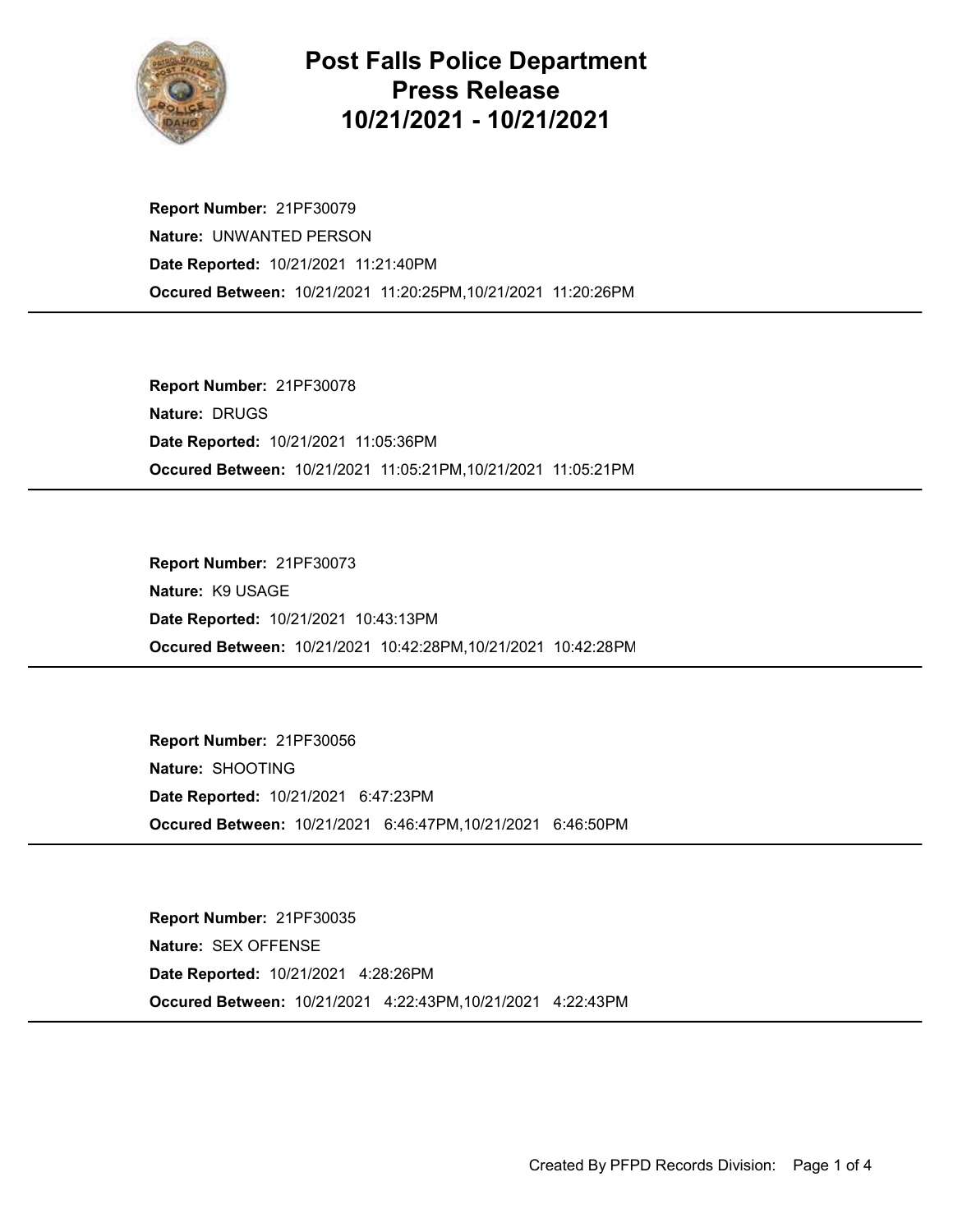# Post Falls Police Department Press Release 10/21/2021 - 10/21/2021

**Report Number:** 21PF30079
**Nature:** UNWANTED PERSON
**Date Reported:** 10/21/2021 11:21:40PM
**Occured Between:** 10/21/2021 11:20:25PM,10/21/2021 11:20:26PM

---

**Report Number:** 21PF30078
**Nature:** DRUGS
**Date Reported:** 10/21/2021 11:05:36PM
**Occured Between:** 10/21/2021 11:05:21PM,10/21/2021 11:05:21PM

---

**Report Number:** 21PF30073
**Nature:** K9 USAGE
**Date Reported:** 10/21/2021 10:43:13PM
**Occured Between:** 10/21/2021 10:42:28PM,10/21/2021 10:42:28PM

---

**Report Number:** 21PF30056
**Nature:** SHOOTING
**Date Reported:** 10/21/2021 6:47:23PM
**Occured Between:** 10/21/2021 6:46:47PM,10/21/2021 6:46:50PM

---

**Report Number:** 21PF30035
**Nature:** SEX OFFENSE
**Date Reported:** 10/21/2021 4:28:26PM
**Occured Between:** 10/21/2021 4:22:43PM,10/21/2021 4:22:43PM

---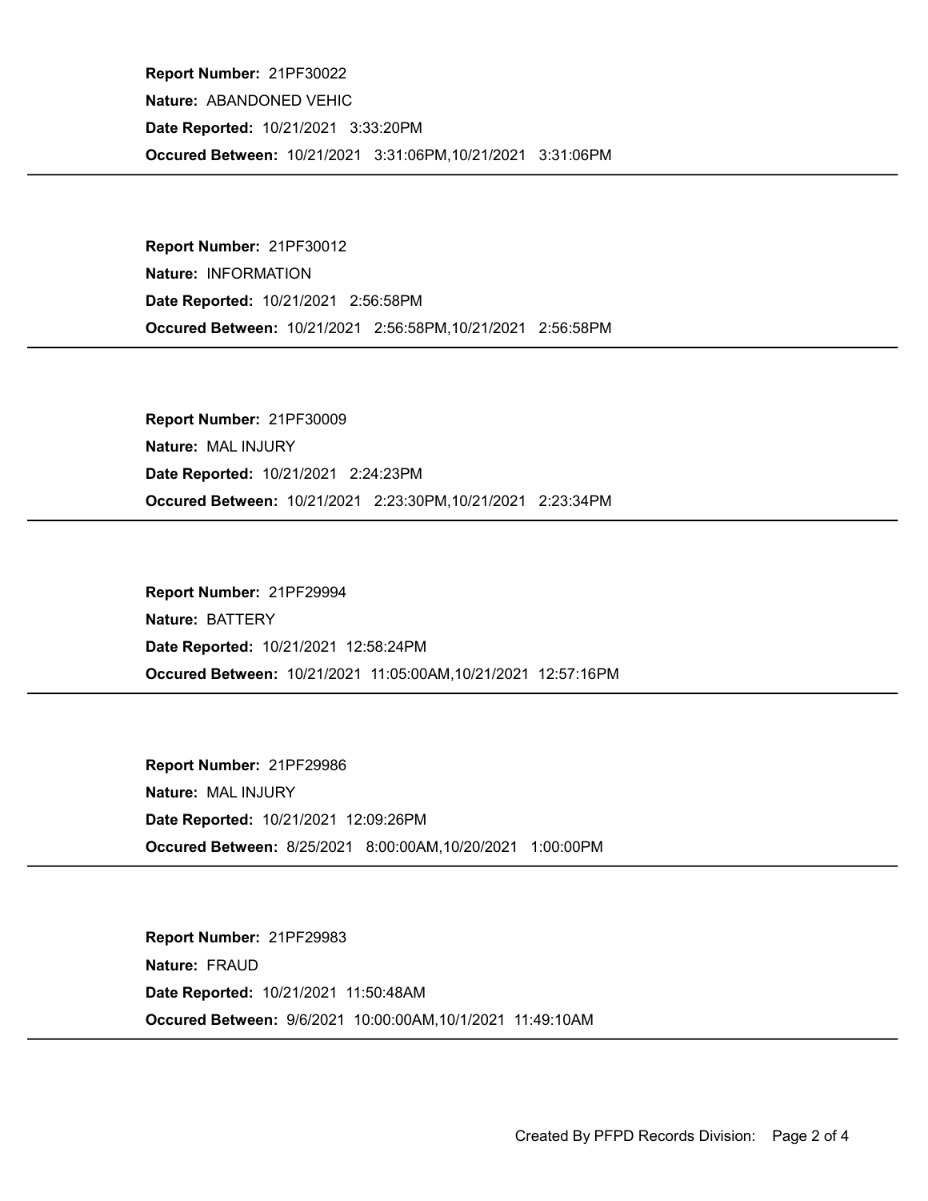**Report Number:** 21PF30022

**Nature:** ABANDONED VEHIC

**Date Reported:** 10/21/2021 3:33:20PM

**Occured Between:** 10/21/2021 3:31:06PM,10/21/2021 3:31:06PM

---

**Report Number:** 21PF30012

**Nature:** INFORMATION

**Date Reported:** 10/21/2021 2:56:58PM

**Occured Between:** 10/21/2021 2:56:58PM,10/21/2021 2:56:58PM

---

**Report Number:** 21PF30009

**Nature:** MAL INJURY

**Date Reported:** 10/21/2021 2:24:23PM

**Occured Between:** 10/21/2021 2:23:30PM,10/21/2021 2:23:34PM

---

**Report Number:** 21PF29994

**Nature:** BATTERY

**Date Reported:** 10/21/2021 12:58:24PM

**Occured Between:** 10/21/2021 11:05:00AM,10/21/2021 12:57:16PM

---

**Report Number:** 21PF29986

**Nature:** MAL INJURY

**Date Reported:** 10/21/2021 12:09:26PM

**Occured Between:** 8/25/2021 8:00:00AM,10/20/2021 1:00:00PM

---

**Report Number:** 21PF29983

**Nature:** FRAUD

**Date Reported:** 10/21/2021 11:50:48AM

**Occured Between:** 9/6/2021 10:00:00AM,10/1/2021 11:49:10AM

---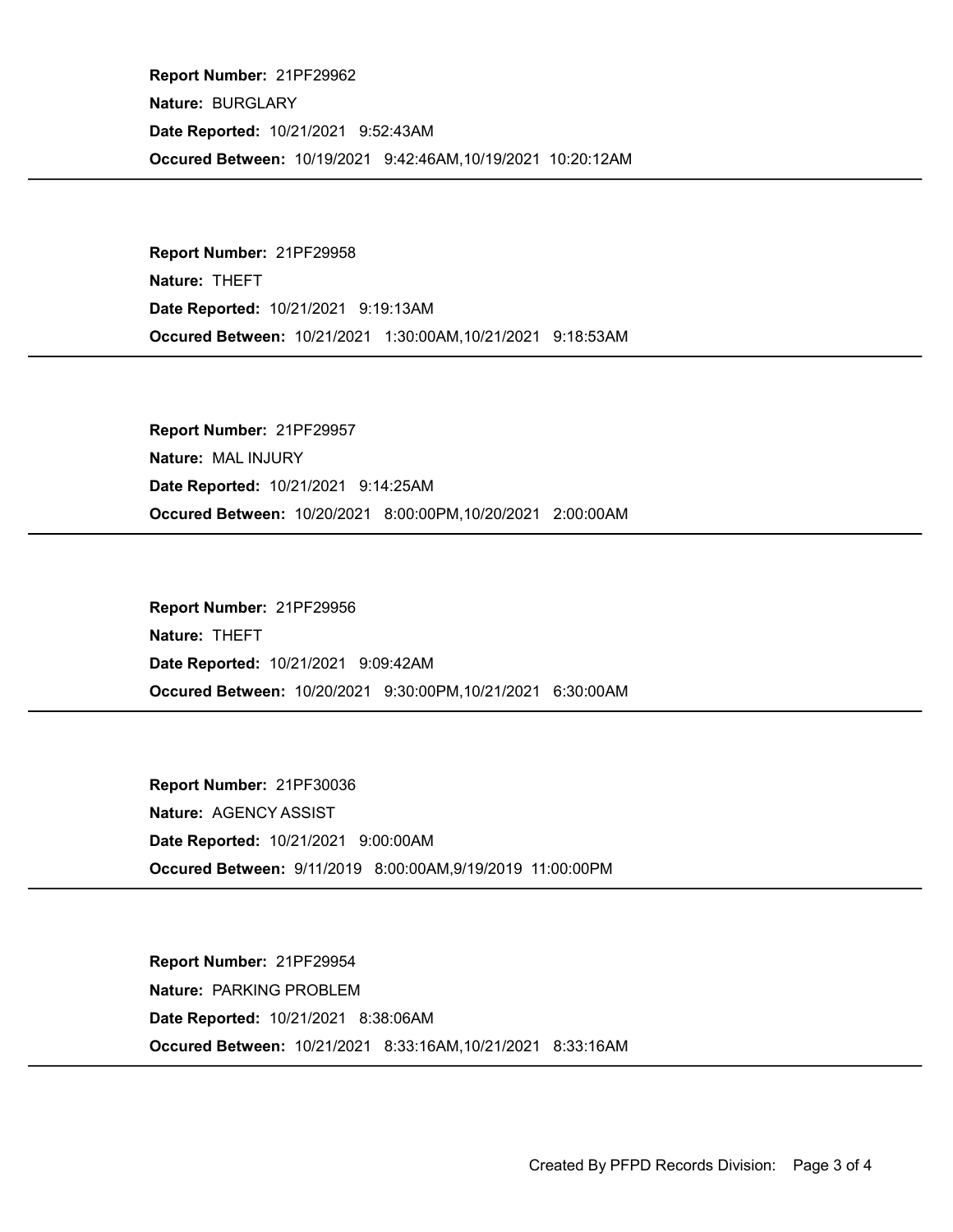**Report Number:** 21PF29962

**Nature:** BURGLARY

**Date Reported:** 10/21/2021 9:52:43AM

**Occured Between:** 10/19/2021 9:42:46AM,10/19/2021 10:20:12AM

---

**Report Number:** 21PF29958

**Nature:** THEFT

**Date Reported:** 10/21/2021 9:19:13AM

**Occured Between:** 10/21/2021 1:30:00AM,10/21/2021 9:18:53AM

---

**Report Number:** 21PF29957

**Nature:** MAL INJURY

**Date Reported:** 10/21/2021 9:14:25AM

**Occured Between:** 10/20/2021 8:00:00PM,10/20/2021 2:00:00AM

---

**Report Number:** 21PF29956

**Nature:** THEFT

**Date Reported:** 10/21/2021 9:09:42AM

**Occured Between:** 10/20/2021 9:30:00PM,10/21/2021 6:30:00AM

---

**Report Number:** 21PF30036

**Nature:** AGENCY ASSIST

**Date Reported:** 10/21/2021 9:00:00AM

**Occured Between:** 9/11/2019 8:00:00AM,9/19/2019 11:00:00PM

---

**Report Number:** 21PF29954

**Nature:** PARKING PROBLEM

**Date Reported:** 10/21/2021 8:38:06AM

**Occured Between:** 10/21/2021 8:33:16AM,10/21/2021 8:33:16AM

---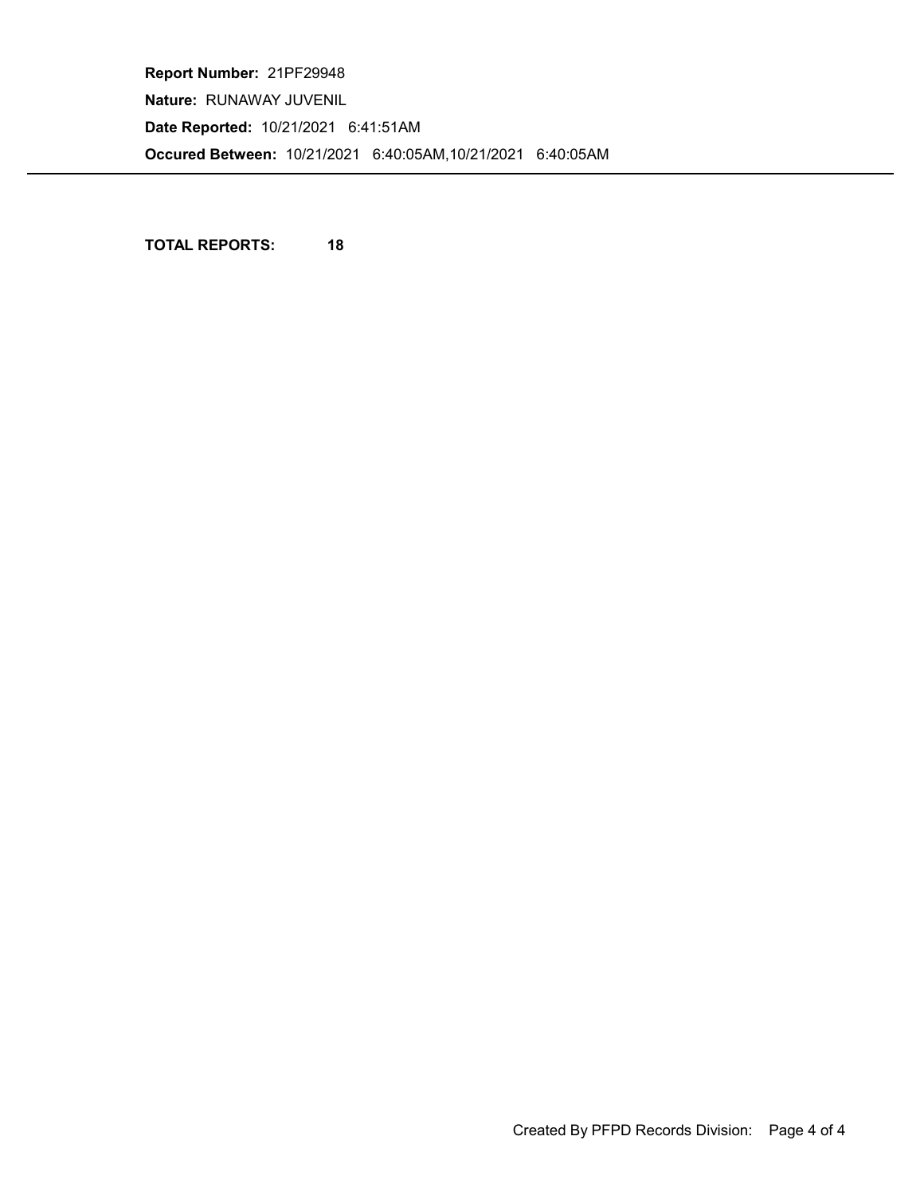**Report Number:** 21PF29948

**Nature:** RUNAWAY JUVENIL

**Date Reported:** 10/21/2021 6:41:51AM

**Occured Between:** 10/21/2021 6:40:05AM,10/21/2021 6:40:05AM

---

**TOTAL REPORTS: 18**